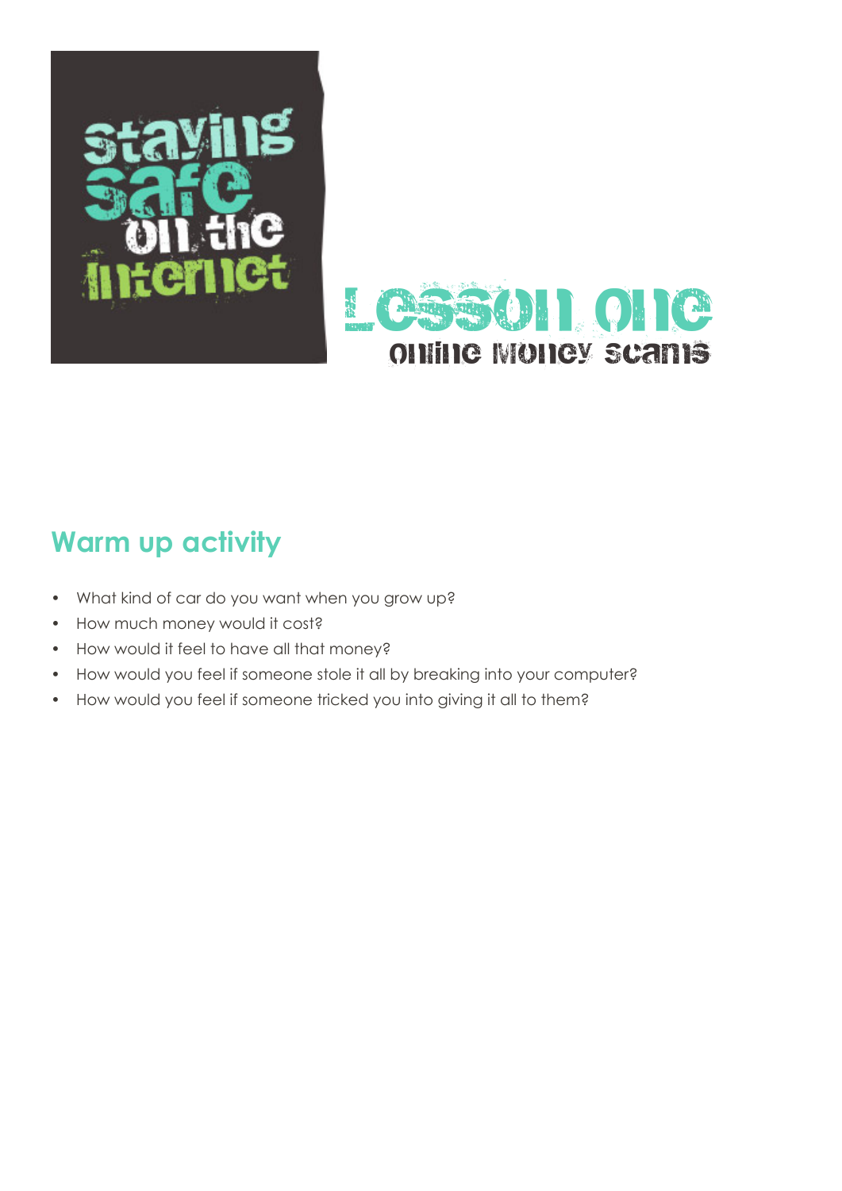# Staying safe on the internet

# Lesson one

## Online money scams

## Warm up activity

- What kind of car do you want when you grow up?
- How much money would it cost?
- How would it feel to have all that money?
- How would you feel if someone stole it all by breaking into your computer?
- How would you feel if someone tricked you into giving it all to them?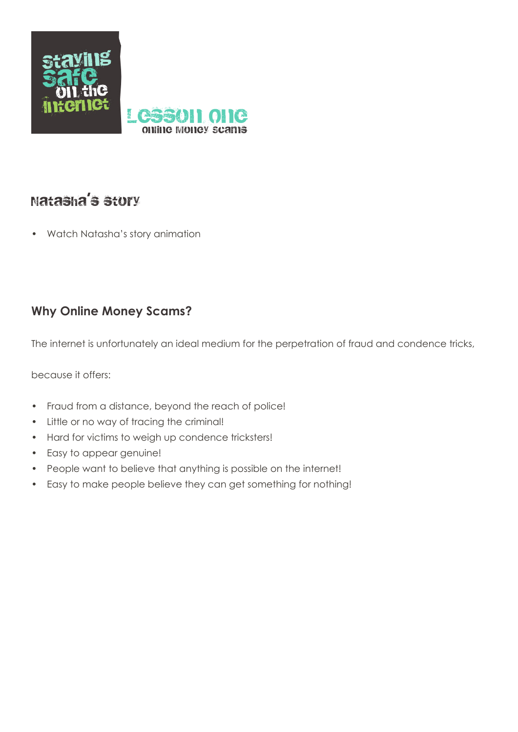# Staying Safe on the Internet

## Lesson One
### Online Money Scams

## Natasha's Story

- Watch Natasha's story animation

## Why Online Money Scams?

The internet is unfortunately an ideal medium for the perpetration of fraud and condence tricks,

because it offers:

- Fraud from a distance, beyond the reach of police!
- Little or no way of tracing the criminal!
- Hard for victims to weigh up condence tricksters!
- Easy to appear genuine!
- People want to believe that anything is possible on the internet!
- Easy to make people believe they can get something for nothing!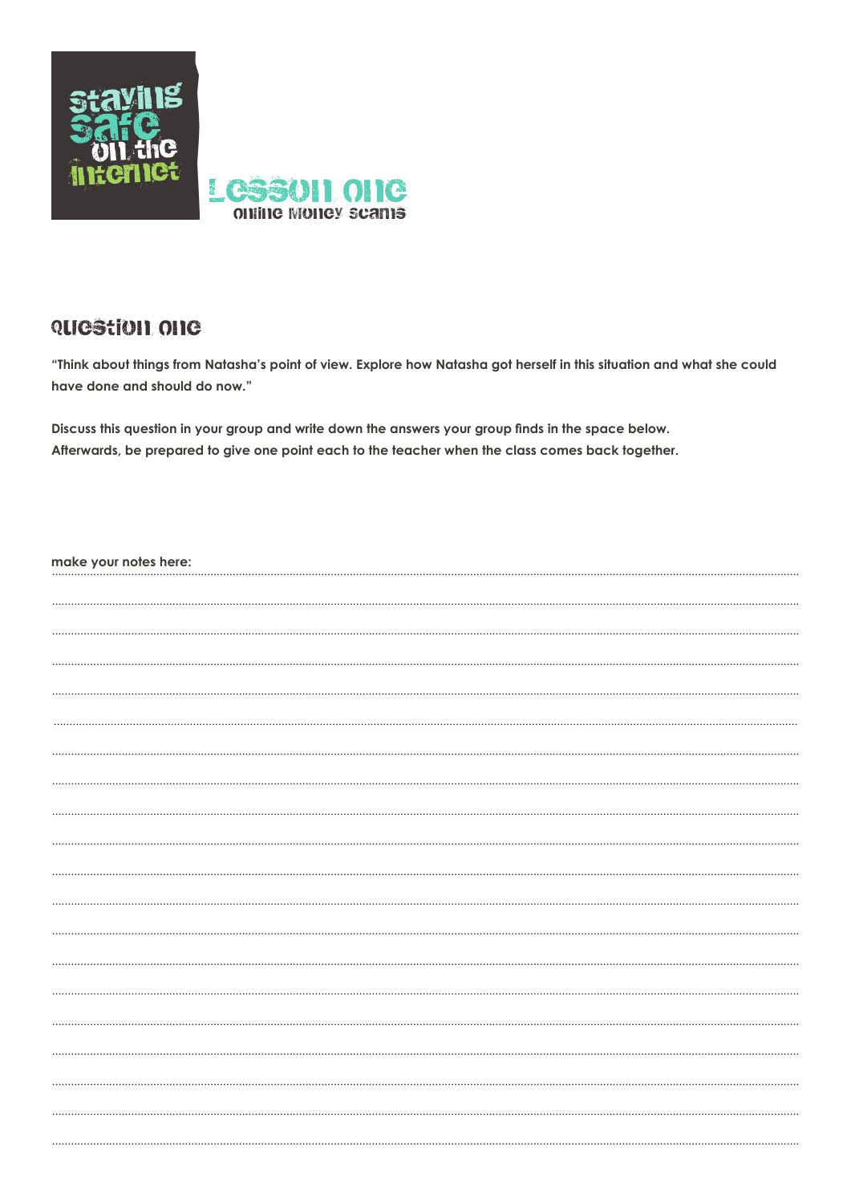# staying safe on the internet

## Lesson one

### online money scams

## Question one

**"Think about things from Natasha's point of view. Explore how Natasha got herself in this situation and what she could have done and should do now."**

**Discuss this question in your group and write down the answers your group finds in the space below. Afterwards, be prepared to give one point each to the teacher when the class comes back together.**

**make your notes here:**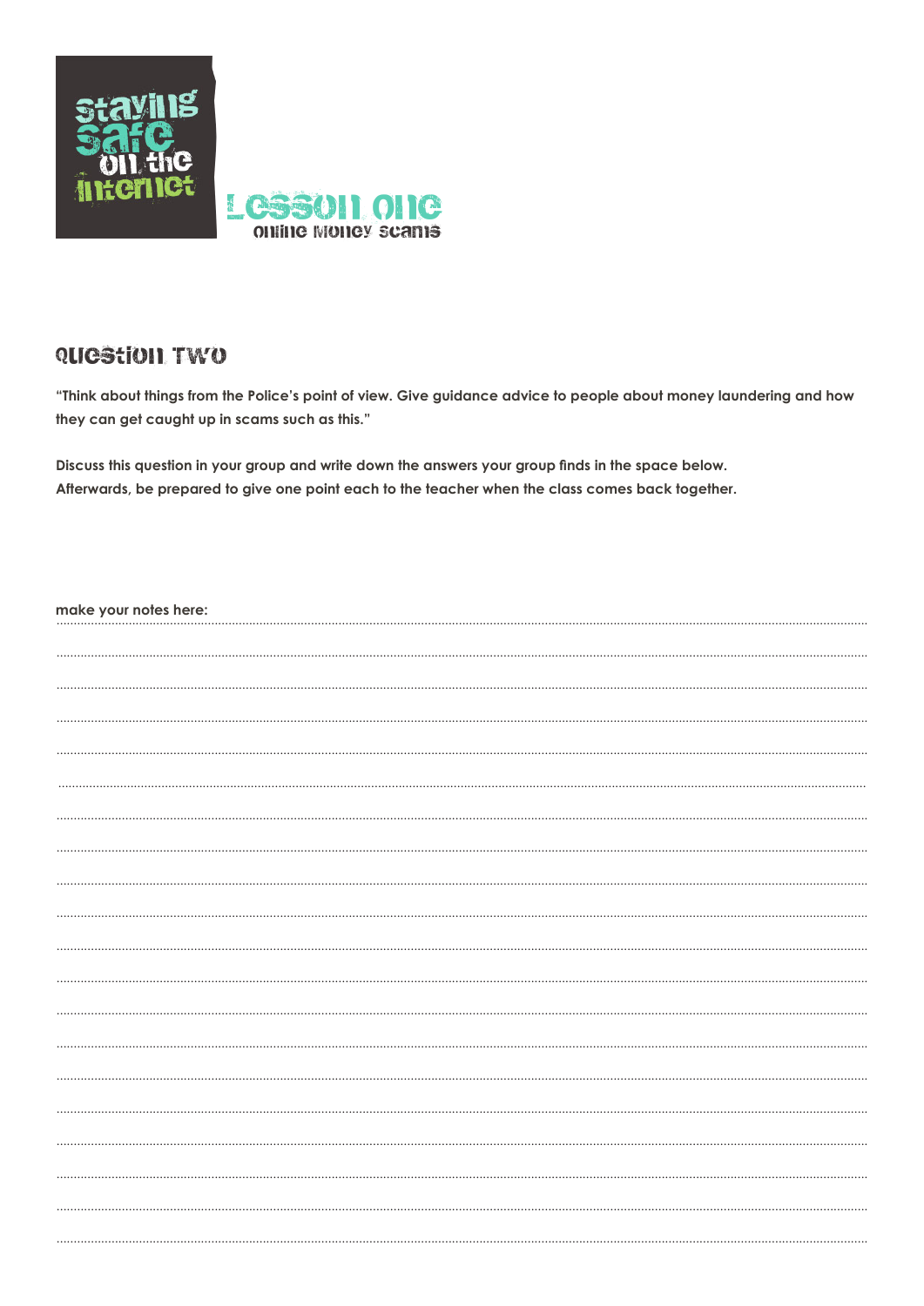# staying safe on the internet

## Lesson one
online money scams

## Question Two

**"Think about things from the Police's point of view. Give guidance advice to people about money laundering and how they can get caught up in scams such as this."**

**Discuss this question in your group and write down the answers your group finds in the space below. Afterwards, be prepared to give one point each to the teacher when the class comes back together.**

**make your notes here:**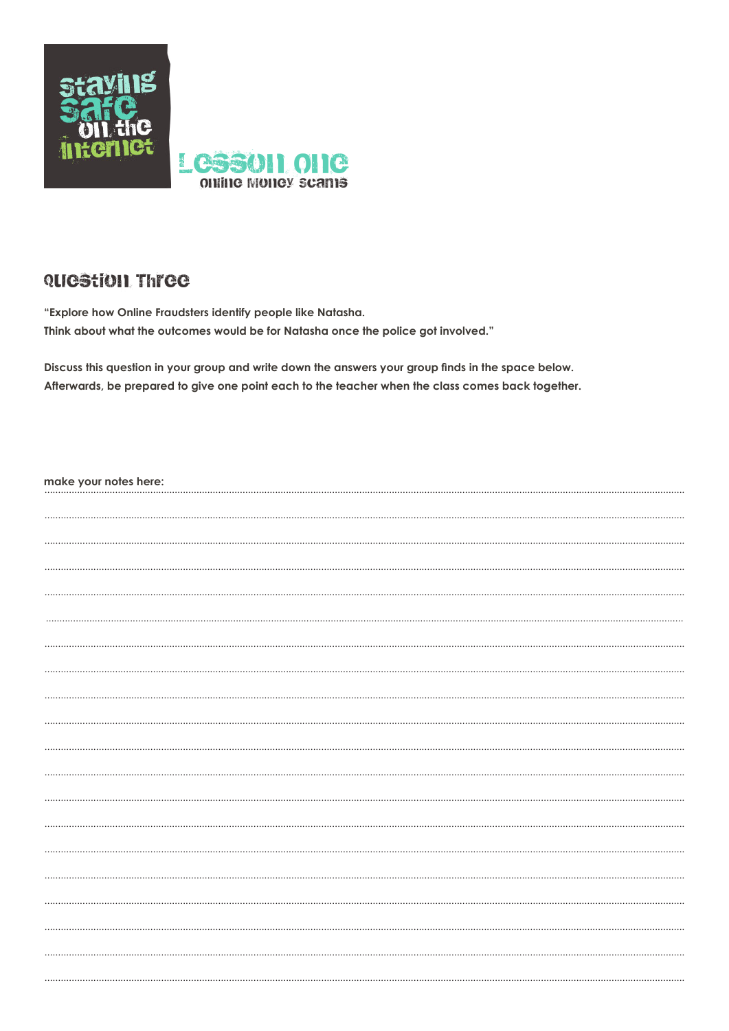staying safe on the internet

# Lesson One

online money scams

## Question Three

**"Explore how Online Fraudsters identify people like Natasha.**
**Think about what the outcomes would be for Natasha once the police got involved."**

**Discuss this question in your group and write down the answers your group finds in the space below.**
**Afterwards, be prepared to give one point each to the teacher when the class comes back together.**

**make your notes here:**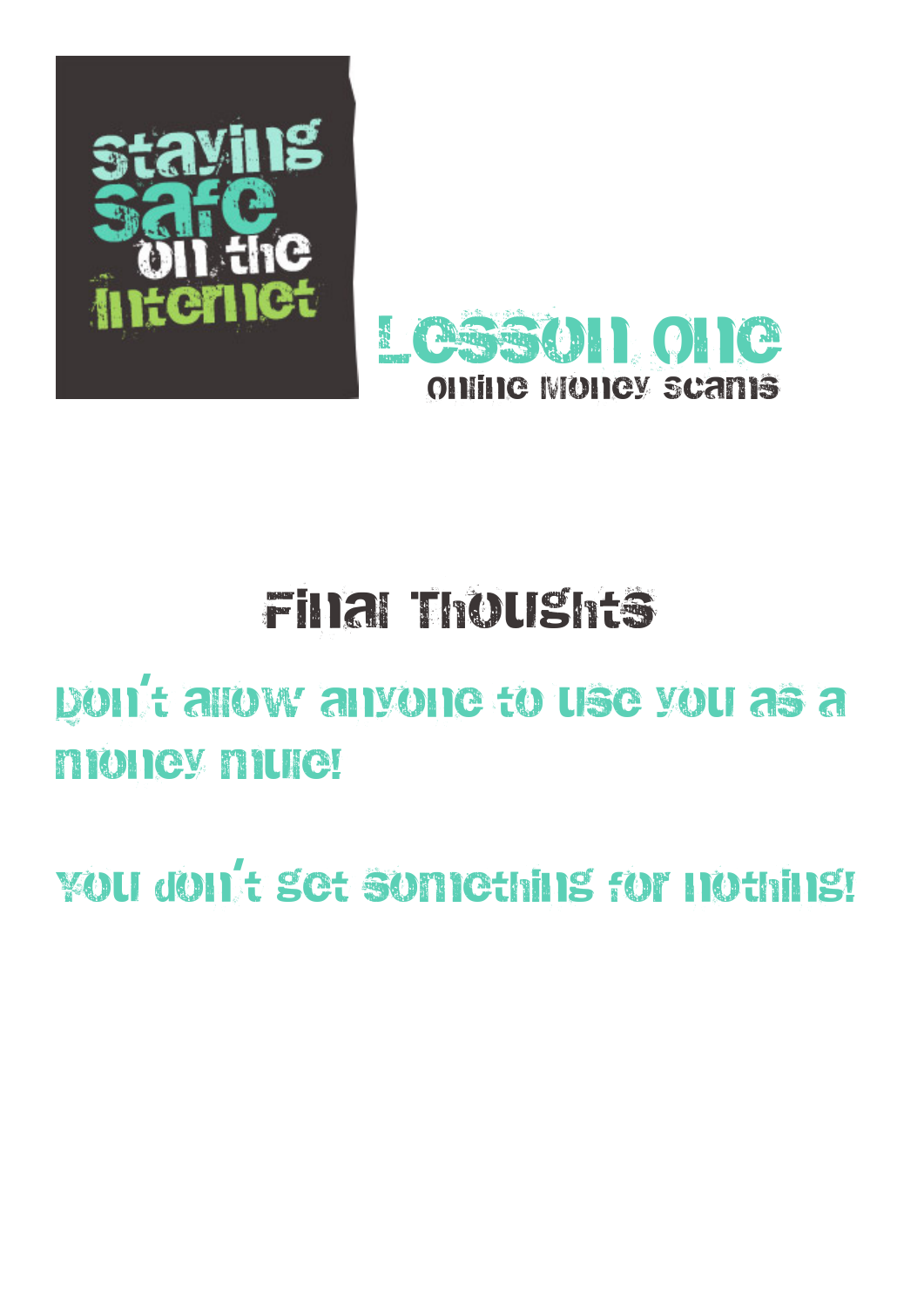Staying Safe on the Internet

# Lesson One

## Online Money Scams

## Final Thoughts

Don't allow anyone to use you as a money mule!

You don't get something for nothing!